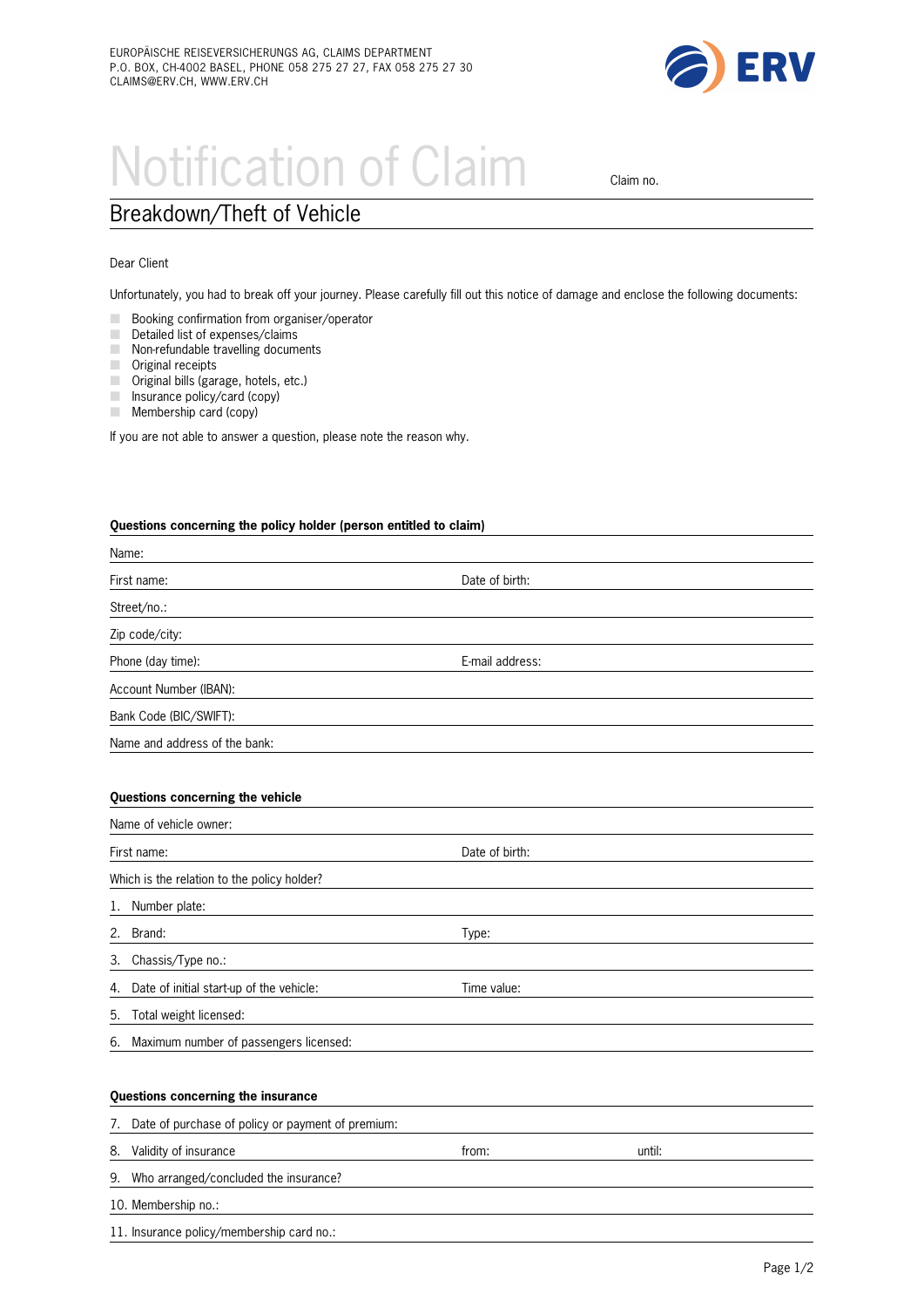EUROPÄISCHE REISEVERSICHERUNGS AG, CLAIMS DEPARTMENT
P.O. BOX, CH-4002 BASEL, PHONE 058 275 27 27, FAX 058 275 27 30
CLAIMS@ERV.CH, WWW.ERV.CH

ERV

# Notification of Claim

Claim no.

## Breakdown/Theft of Vehicle

Dear Client

Unfortunately, you had to break off your journey. Please carefully fill out this notice of damage and enclose the following documents:

- Booking confirmation from organiser/operator
- Detailed list of expenses/claims
- Non-refundable travelling documents
- Original receipts
- Original bills (garage, hotels, etc.)
- Insurance policy/card (copy)
- Membership card (copy)

If you are not able to answer a question, please note the reason why.

**Questions concerning the policy holder (person entitled to claim)**

Name:

First name: | Date of birth:

Street/no.:

Zip code/city:

Phone (day time): | E-mail address:

Account Number (IBAN):

Bank Code (BIC/SWIFT):

Name and address of the bank:

**Questions concerning the vehicle**

Name of vehicle owner:

First name: | Date of birth:

Which is the relation to the policy holder?

1. Number plate:
2. Brand: | Type:
3. Chassis/Type no.:
4. Date of initial start-up of the vehicle: | Time value:
5. Total weight licensed:
6. Maximum number of passengers licensed:

**Questions concerning the insurance**

7. Date of purchase of policy or payment of premium:
8. Validity of insurance | from: | until:
9. Who arranged/concluded the insurance?
10. Membership no.:
11. Insurance policy/membership card no.: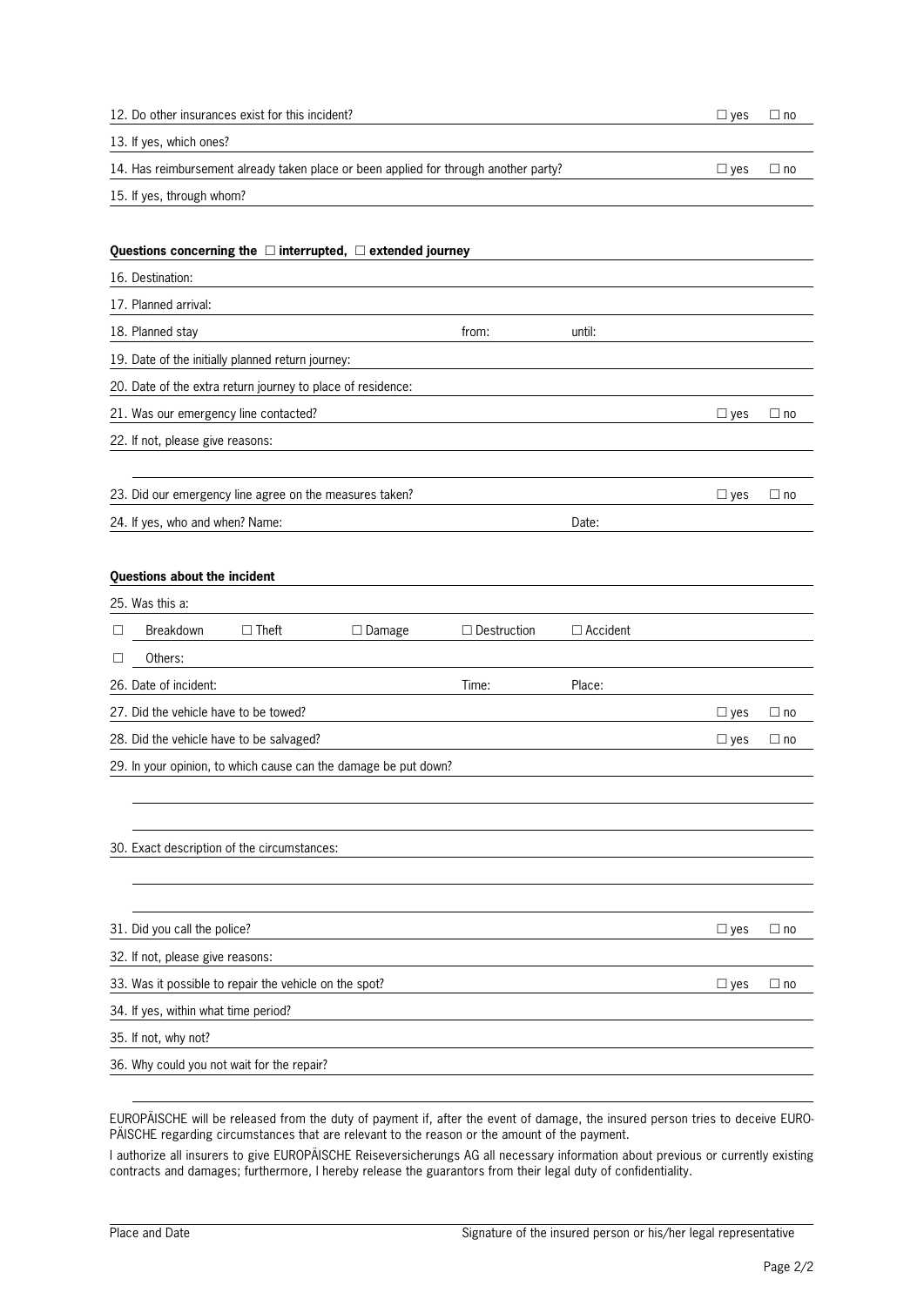12. Do other insurances exist for this incident? ☐ yes ☐ no

13. If yes, which ones?

14. Has reimbursement already taken place or been applied for through another party? ☐ yes ☐ no

15. If yes, through whom?

**Questions concerning the ☐ interrupted, ☐ extended journey**

16. Destination:

17. Planned arrival:

18. Planned stay from: until:

19. Date of the initially planned return journey:

20. Date of the extra return journey to place of residence:

21. Was our emergency line contacted? ☐ yes ☐ no

22. If not, please give reasons:

23. Did our emergency line agree on the measures taken? ☐ yes ☐ no

24. If yes, who and when? Name: Date:

**Questions about the incident**

25. Was this a:

☐ Breakdown ☐ Theft ☐ Damage ☐ Destruction ☐ Accident

☐ Others:

26. Date of incident: Time: Place:

27. Did the vehicle have to be towed? ☐ yes ☐ no

28. Did the vehicle have to be salvaged? ☐ yes ☐ no

29. In your opinion, to which cause can the damage be put down?

30. Exact description of the circumstances:

31. Did you call the police? ☐ yes ☐ no

32. If not, please give reasons:

33. Was it possible to repair the vehicle on the spot? ☐ yes ☐ no

34. If yes, within what time period?

35. If not, why not?

36. Why could you not wait for the repair?

EUROPÄISCHE will be released from the duty of payment if, after the event of damage, the insured person tries to deceive EUROPÄISCHE regarding circumstances that are relevant to the reason or the amount of the payment.

I authorize all insurers to give EUROPÄISCHE Reiseversicherungs AG all necessary information about previous or currently existing contracts and damages; furthermore, I hereby release the guarantors from their legal duty of confidentiality.

Place and Date Signature of the insured person or his/her legal representative